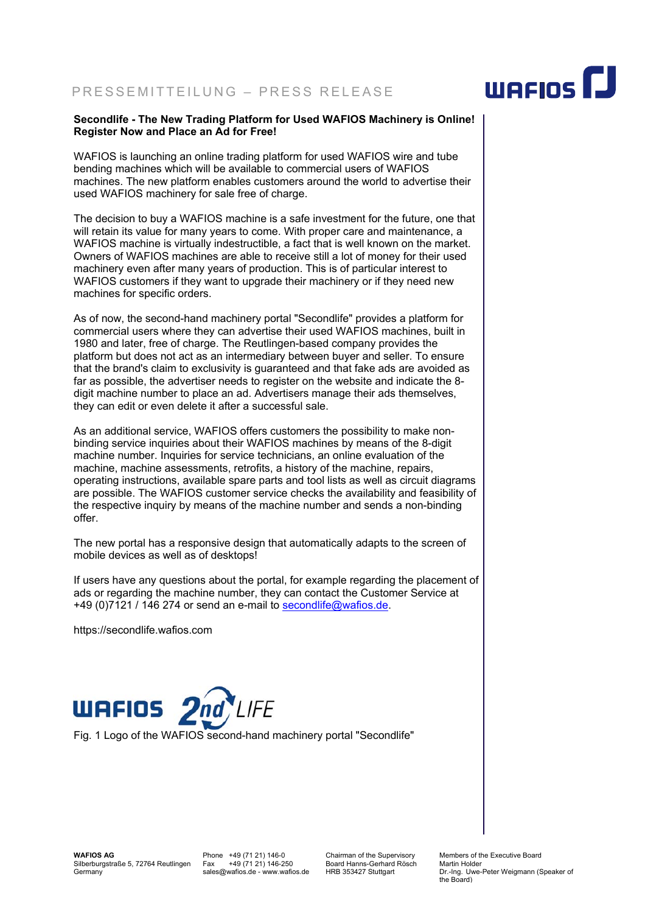PRESSEMITTEILUNG – PRESS RELEASE

**Secondlife - The New Trading Platform for Used WAFIOS Machinery is Online! Register Now and Place an Ad for Free!**

WAFIOS is launching an online trading platform for used WAFIOS wire and tube bending machines which will be available to commercial users of WAFIOS machines. The new platform enables customers around the world to advertise their used WAFIOS machinery for sale free of charge.

The decision to buy a WAFIOS machine is a safe investment for the future, one that will retain its value for many years to come. With proper care and maintenance, a WAFIOS machine is virtually indestructible, a fact that is well known on the market. Owners of WAFIOS machines are able to receive still a lot of money for their used machinery even after many years of production. This is of particular interest to WAFIOS customers if they want to upgrade their machinery or if they need new machines for specific orders.

As of now, the second-hand machinery portal "Secondlife" provides a platform for commercial users where they can advertise their used WAFIOS machines, built in 1980 and later, free of charge. The Reutlingen-based company provides the platform but does not act as an intermediary between buyer and seller. To ensure that the brand's claim to exclusivity is guaranteed and that fake ads are avoided as far as possible, the advertiser needs to register on the website and indicate the 8-digit machine number to place an ad. Advertisers manage their ads themselves, they can edit or even delete it after a successful sale.

As an additional service, WAFIOS offers customers the possibility to make non-binding service inquiries about their WAFIOS machines by means of the 8-digit machine number. Inquiries for service technicians, an online evaluation of the machine, machine assessments, retrofits, a history of the machine, repairs, operating instructions, available spare parts and tool lists as well as circuit diagrams are possible. The WAFIOS customer service checks the availability and feasibility of the respective inquiry by means of the machine number and sends a non-binding offer.

The new portal has a responsive design that automatically adapts to the screen of mobile devices as well as of desktops!

If users have any questions about the portal, for example regarding the placement of ads or regarding the machine number, they can contact the Customer Service at +49 (0)7121 / 146 274 or send an e-mail to secondlife@wafios.de.

https://secondlife.wafios.com

WAFIOS 2nd LIFE

Fig. 1 Logo of the WAFIOS second-hand machinery portal "Secondlife"

**WAFIOS AG**
Silberburgstraße 5, 72764 Reutlingen
Germany

Phone +49 (71 21) 146-0
Fax +49 (71 21) 146-250
sales@wafios.de - www.wafios.de

Chairman of the Supervisory Board Hanns-Gerhard Rösch
HRB 353427 Stuttgart

Members of the Executive Board
Martin Holder
Dr.-Ing. Uwe-Peter Weigmann (Speaker of the Board)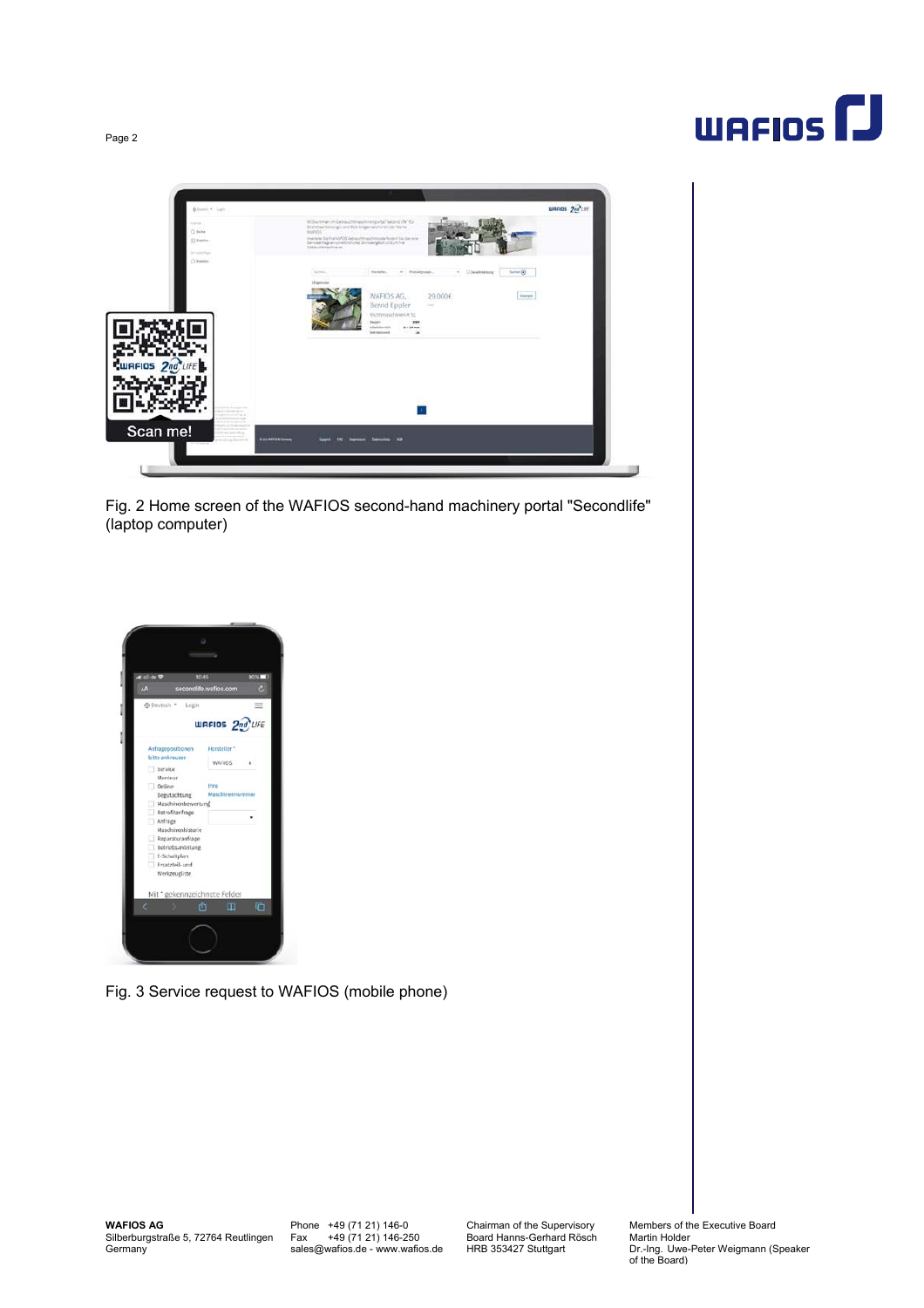Fig. 2 Home screen of the WAFIOS second-hand machinery portal "Secondlife" (laptop computer)

Fig. 3 Service request to WAFIOS (mobile phone)

**WAFIOS AG**
Silberburgstraße 5, 72764 Reutlingen
Germany

Phone +49 (71 21) 146-0
Fax +49 (71 21) 146-250
sales@wafios.de - www.wafios.de

Chairman of the Supervisory Board Hanns-Gerhard Rösch
HRB 353427 Stuttgart

Members of the Executive Board
Martin Holder
Dr.-Ing. Uwe-Peter Weigmann (Speaker of the Board)